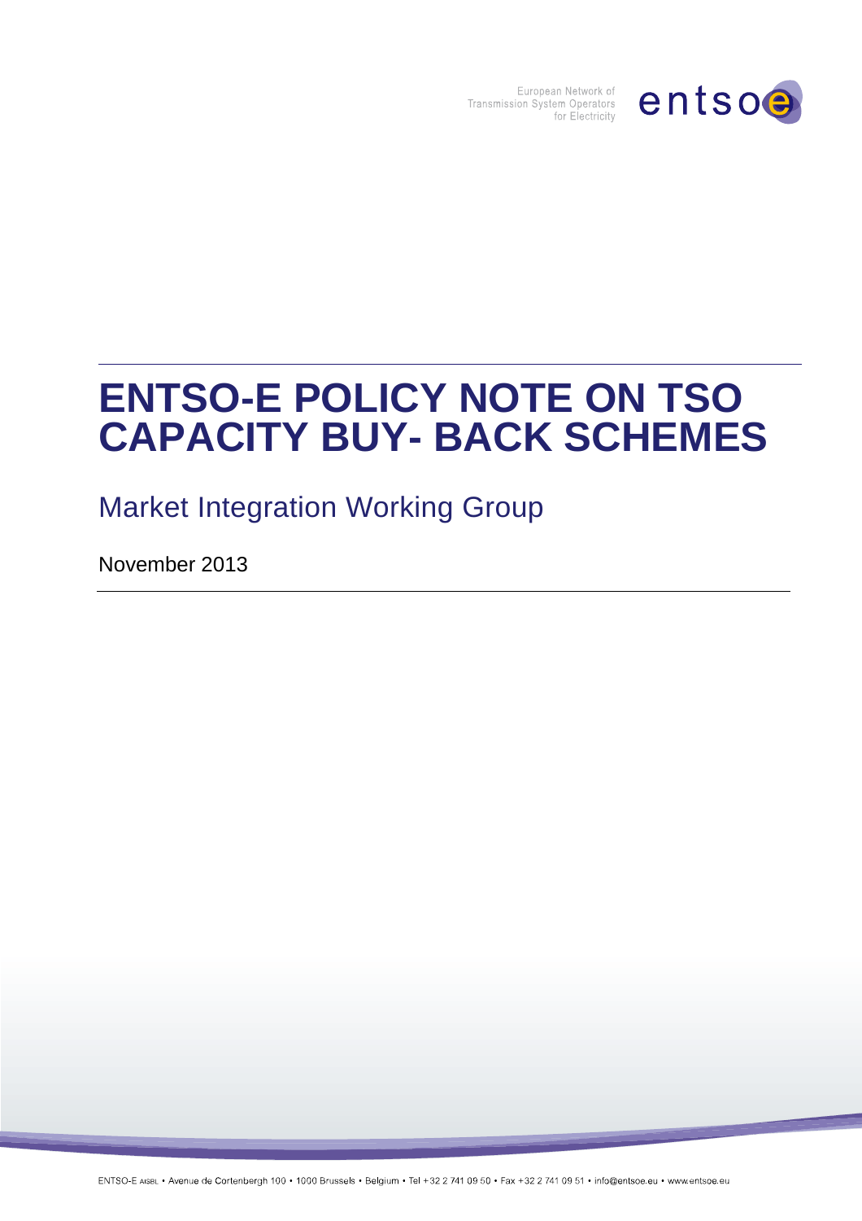# ENTSO-E POLICY NOTE ON TSO CAPACITY BUY- BACK SCHEMES

Market Integration Working Group

November 2013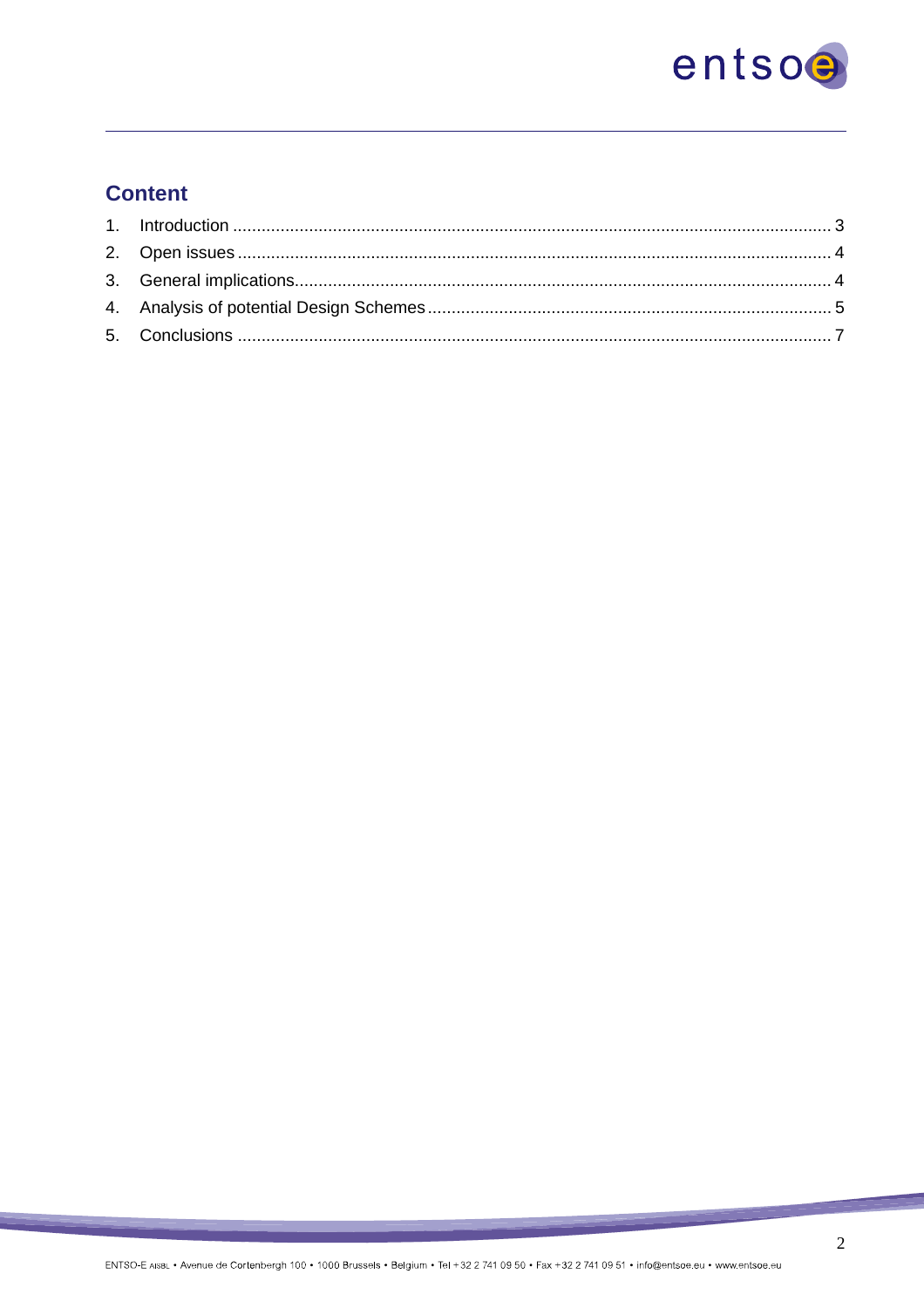## Content

1. Introduction ............................................................................................................................ 3
2. Open issues ........................................................................................................................... 4
3. General implications.............................................................................................................. 4
4. Analysis of potential Design Schemes .................................................................................... 5
5. Conclusions ........................................................................................................................... 7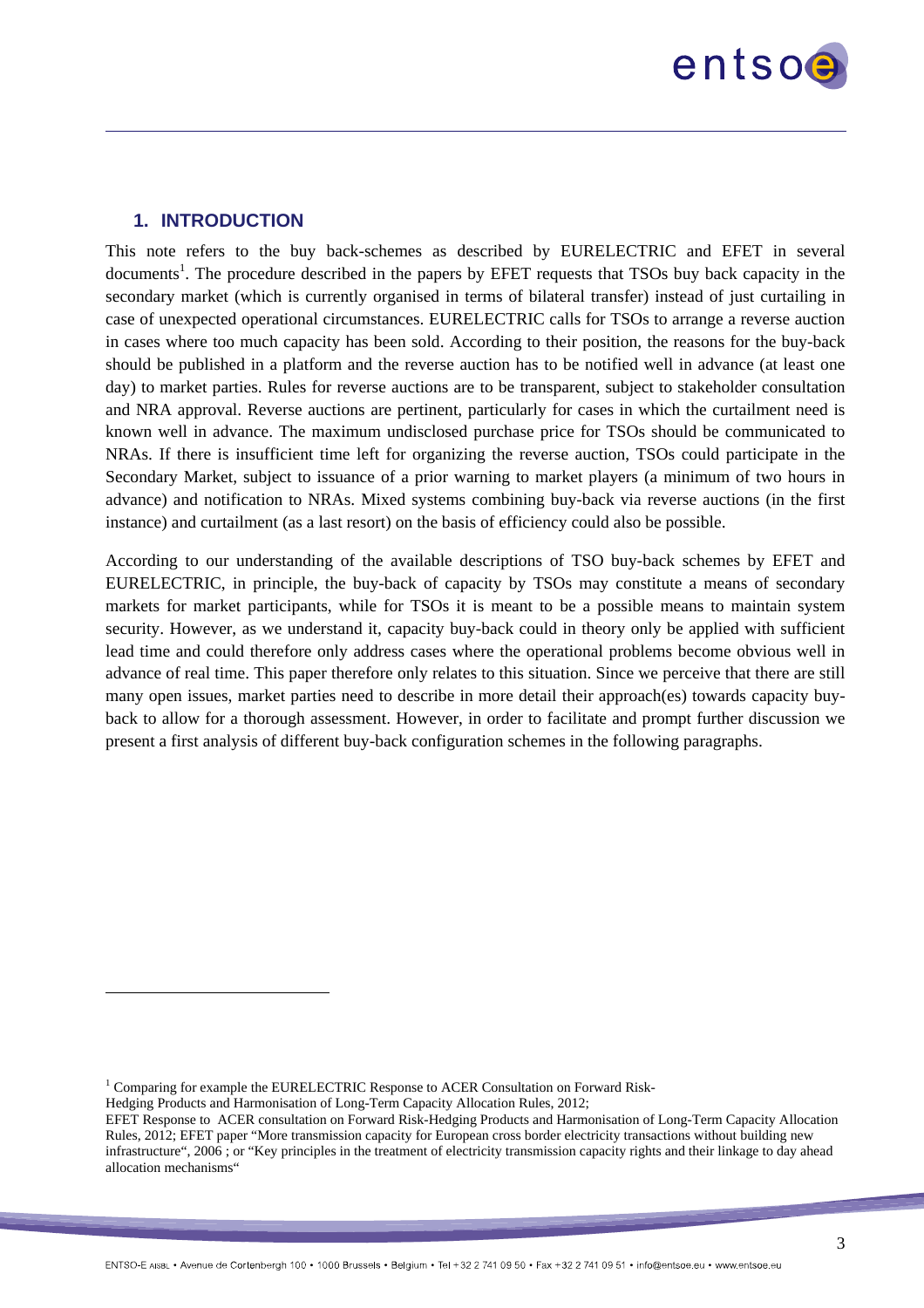## 1. INTRODUCTION

This note refers to the buy back-schemes as described by EURELECTRIC and EFET in several documents[1]. The procedure described in the papers by EFET requests that TSOs buy back capacity in the secondary market (which is currently organised in terms of bilateral transfer) instead of just curtailing in case of unexpected operational circumstances. EURELECTRIC calls for TSOs to arrange a reverse auction in cases where too much capacity has been sold. According to their position, the reasons for the buy-back should be published in a platform and the reverse auction has to be notified well in advance (at least one day) to market parties. Rules for reverse auctions are to be transparent, subject to stakeholder consultation and NRA approval. Reverse auctions are pertinent, particularly for cases in which the curtailment need is known well in advance. The maximum undisclosed purchase price for TSOs should be communicated to NRAs. If there is insufficient time left for organizing the reverse auction, TSOs could participate in the Secondary Market, subject to issuance of a prior warning to market players (a minimum of two hours in advance) and notification to NRAs. Mixed systems combining buy-back via reverse auctions (in the first instance) and curtailment (as a last resort) on the basis of efficiency could also be possible.

According to our understanding of the available descriptions of TSO buy-back schemes by EFET and EURELECTRIC, in principle, the buy-back of capacity by TSOs may constitute a means of secondary markets for market participants, while for TSOs it is meant to be a possible means to maintain system security. However, as we understand it, capacity buy-back could in theory only be applied with sufficient lead time and could therefore only address cases where the operational problems become obvious well in advance of real time. This paper therefore only relates to this situation. Since we perceive that there are still many open issues, market parties need to describe in more detail their approach(es) towards capacity buy-back to allow for a thorough assessment. However, in order to facilitate and prompt further discussion we present a first analysis of different buy-back configuration schemes in the following paragraphs.

---

[1] Comparing for example the EURELECTRIC Response to ACER Consultation on Forward Risk-Hedging Products and Harmonisation of Long-Term Capacity Allocation Rules, 2012;
EFET Response to ACER consultation on Forward Risk-Hedging Products and Harmonisation of Long-Term Capacity Allocation Rules, 2012; EFET paper "More transmission capacity for European cross border electricity transactions without building new infrastructure", 2006 ; or "Key principles in the treatment of electricity transmission capacity rights and their linkage to day ahead allocation mechanisms"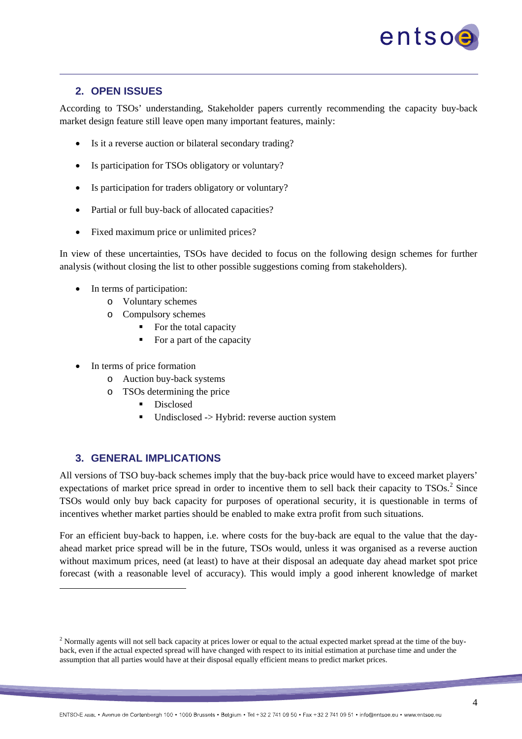## 2. OPEN ISSUES

According to TSOs' understanding, Stakeholder papers currently recommending the capacity buy-back market design feature still leave open many important features, mainly:

- Is it a reverse auction or bilateral secondary trading?
- Is participation for TSOs obligatory or voluntary?
- Is participation for traders obligatory or voluntary?
- Partial or full buy-back of allocated capacities?
- Fixed maximum price or unlimited prices?

In view of these uncertainties, TSOs have decided to focus on the following design schemes for further analysis (without closing the list to other possible suggestions coming from stakeholders).

- In terms of participation:
  - Voluntary schemes
  - Compulsory schemes
    - For the total capacity
    - For a part of the capacity

- In terms of price formation
  - Auction buy-back systems
  - TSOs determining the price
    - Disclosed
    - Undisclosed -> Hybrid: reverse auction system

## 3. GENERAL IMPLICATIONS

All versions of TSO buy-back schemes imply that the buy-back price would have to exceed market players' expectations of market price spread in order to incentive them to sell back their capacity to TSOs.[2] Since TSOs would only buy back capacity for purposes of operational security, it is questionable in terms of incentives whether market parties should be enabled to make extra profit from such situations.

For an efficient buy-back to happen, i.e. where costs for the buy-back are equal to the value that the day-ahead market price spread will be in the future, TSOs would, unless it was organised as a reverse auction without maximum prices, need (at least) to have at their disposal an adequate day ahead market spot price forecast (with a reasonable level of accuracy). This would imply a good inherent knowledge of market

---

[2] Normally agents will not sell back capacity at prices lower or equal to the actual expected market spread at the time of the buy-back, even if the actual expected spread will have changed with respect to its initial estimation at purchase time and under the assumption that all parties would have at their disposal equally efficient means to predict market prices.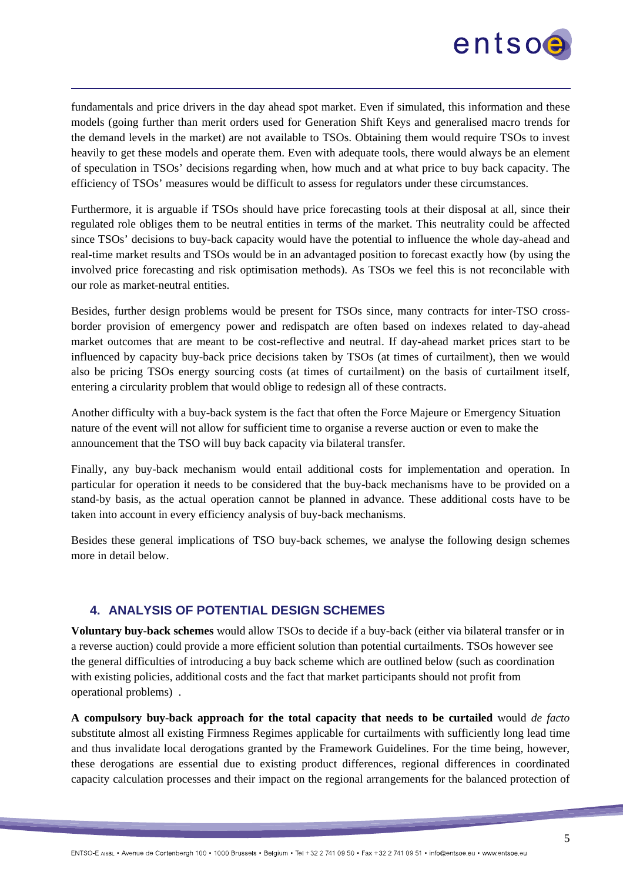fundamentals and price drivers in the day ahead spot market. Even if simulated, this information and these models (going further than merit orders used for Generation Shift Keys and generalised macro trends for the demand levels in the market) are not available to TSOs. Obtaining them would require TSOs to invest heavily to get these models and operate them. Even with adequate tools, there would always be an element of speculation in TSOs' decisions regarding when, how much and at what price to buy back capacity. The efficiency of TSOs' measures would be difficult to assess for regulators under these circumstances.

Furthermore, it is arguable if TSOs should have price forecasting tools at their disposal at all, since their regulated role obliges them to be neutral entities in terms of the market. This neutrality could be affected since TSOs' decisions to buy-back capacity would have the potential to influence the whole day-ahead and real-time market results and TSOs would be in an advantaged position to forecast exactly how (by using the involved price forecasting and risk optimisation methods). As TSOs we feel this is not reconcilable with our role as market-neutral entities.

Besides, further design problems would be present for TSOs since, many contracts for inter-TSO cross-border provision of emergency power and redispatch are often based on indexes related to day-ahead market outcomes that are meant to be cost-reflective and neutral. If day-ahead market prices start to be influenced by capacity buy-back price decisions taken by TSOs (at times of curtailment), then we would also be pricing TSOs energy sourcing costs (at times of curtailment) on the basis of curtailment itself, entering a circularity problem that would oblige to redesign all of these contracts.

Another difficulty with a buy-back system is the fact that often the Force Majeure or Emergency Situation nature of the event will not allow for sufficient time to organise a reverse auction or even to make the announcement that the TSO will buy back capacity via bilateral transfer.

Finally, any buy-back mechanism would entail additional costs for implementation and operation. In particular for operation it needs to be considered that the buy-back mechanisms have to be provided on a stand-by basis, as the actual operation cannot be planned in advance. These additional costs have to be taken into account in every efficiency analysis of buy-back mechanisms.

Besides these general implications of TSO buy-back schemes, we analyse the following design schemes more in detail below.

## 4. ANALYSIS OF POTENTIAL DESIGN SCHEMES

**Voluntary buy-back schemes** would allow TSOs to decide if a buy-back (either via bilateral transfer or in a reverse auction) could provide a more efficient solution than potential curtailments. TSOs however see the general difficulties of introducing a buy back scheme which are outlined below (such as coordination with existing policies, additional costs and the fact that market participants should not profit from operational problems) .

**A compulsory buy-back approach for the total capacity that needs to be curtailed** would *de facto* substitute almost all existing Firmness Regimes applicable for curtailments with sufficiently long lead time and thus invalidate local derogations granted by the Framework Guidelines. For the time being, however, these derogations are essential due to existing product differences, regional differences in coordinated capacity calculation processes and their impact on the regional arrangements for the balanced protection of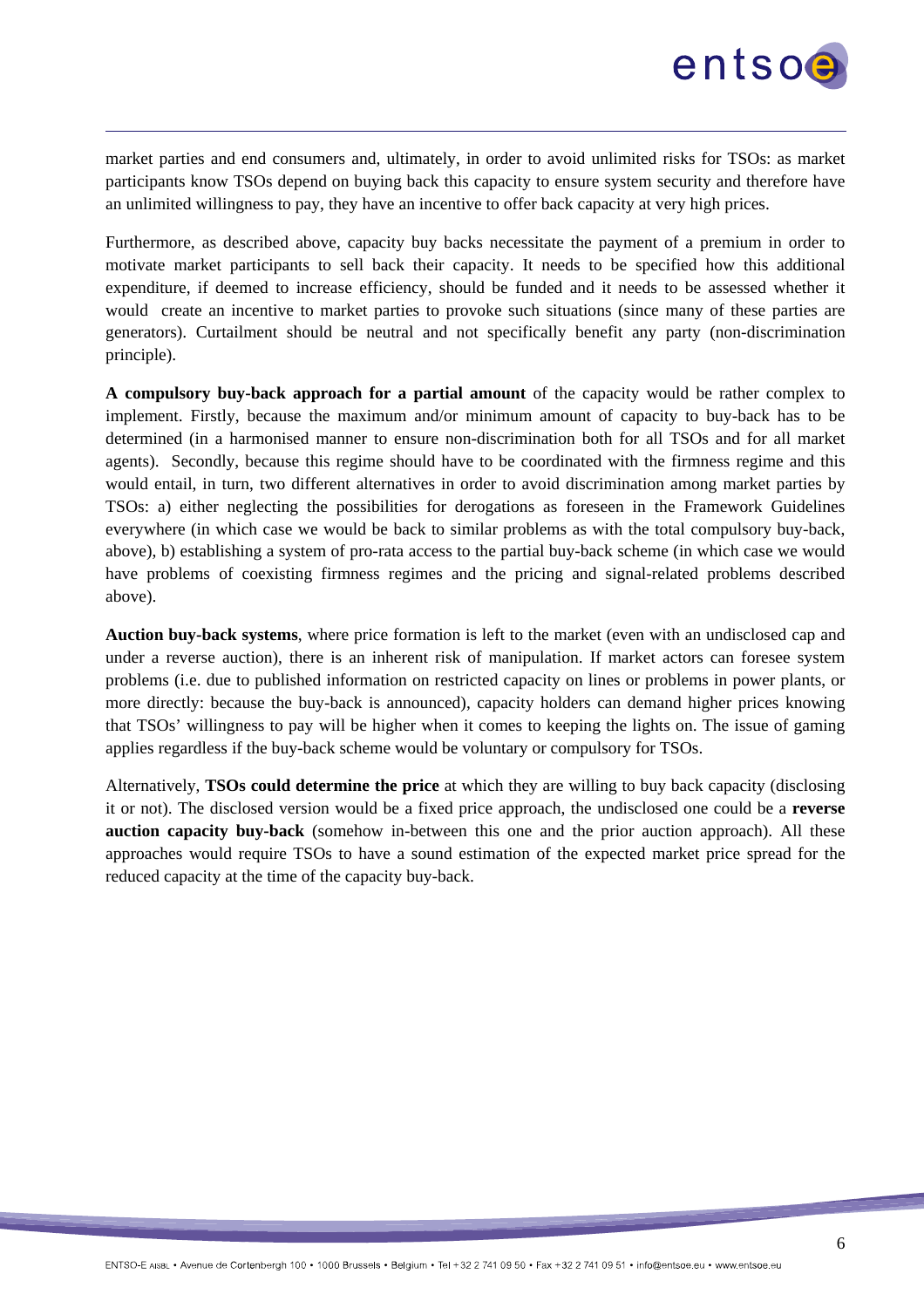market parties and end consumers and, ultimately, in order to avoid unlimited risks for TSOs: as market participants know TSOs depend on buying back this capacity to ensure system security and therefore have an unlimited willingness to pay, they have an incentive to offer back capacity at very high prices.

Furthermore, as described above, capacity buy backs necessitate the payment of a premium in order to motivate market participants to sell back their capacity. It needs to be specified how this additional expenditure, if deemed to increase efficiency, should be funded and it needs to be assessed whether it would create an incentive to market parties to provoke such situations (since many of these parties are generators). Curtailment should be neutral and not specifically benefit any party (non-discrimination principle).

**A compulsory buy-back approach for a partial amount** of the capacity would be rather complex to implement. Firstly, because the maximum and/or minimum amount of capacity to buy-back has to be determined (in a harmonised manner to ensure non-discrimination both for all TSOs and for all market agents). Secondly, because this regime should have to be coordinated with the firmness regime and this would entail, in turn, two different alternatives in order to avoid discrimination among market parties by TSOs: a) either neglecting the possibilities for derogations as foreseen in the Framework Guidelines everywhere (in which case we would be back to similar problems as with the total compulsory buy-back, above), b) establishing a system of pro-rata access to the partial buy-back scheme (in which case we would have problems of coexisting firmness regimes and the pricing and signal-related problems described above).

**Auction buy-back systems**, where price formation is left to the market (even with an undisclosed cap and under a reverse auction), there is an inherent risk of manipulation. If market actors can foresee system problems (i.e. due to published information on restricted capacity on lines or problems in power plants, or more directly: because the buy-back is announced), capacity holders can demand higher prices knowing that TSOs' willingness to pay will be higher when it comes to keeping the lights on. The issue of gaming applies regardless if the buy-back scheme would be voluntary or compulsory for TSOs.

Alternatively, **TSOs could determine the price** at which they are willing to buy back capacity (disclosing it or not). The disclosed version would be a fixed price approach, the undisclosed one could be a **reverse auction capacity buy-back** (somehow in-between this one and the prior auction approach). All these approaches would require TSOs to have a sound estimation of the expected market price spread for the reduced capacity at the time of the capacity buy-back.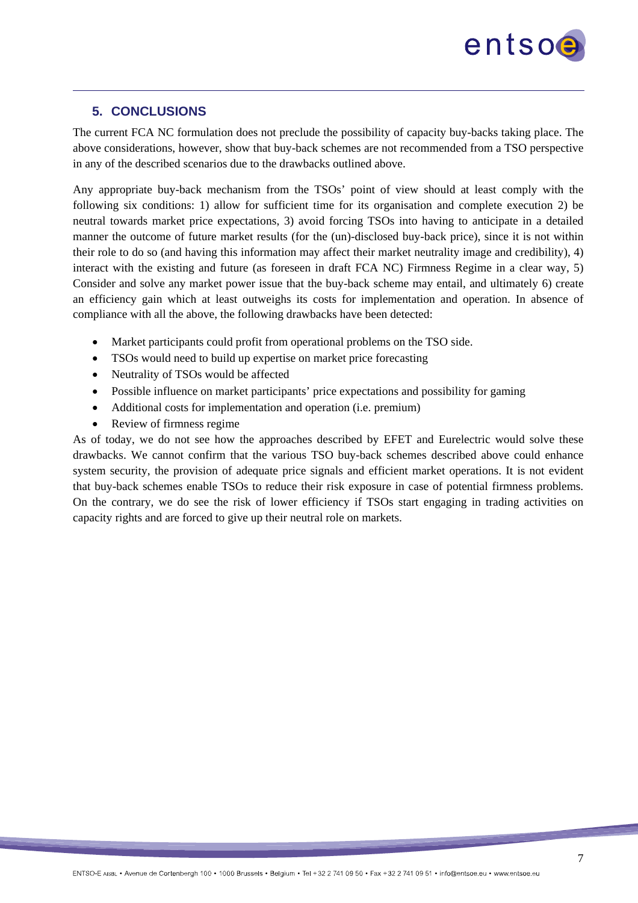## 5. CONCLUSIONS

The current FCA NC formulation does not preclude the possibility of capacity buy-backs taking place. The above considerations, however, show that buy-back schemes are not recommended from a TSO perspective in any of the described scenarios due to the drawbacks outlined above.

Any appropriate buy-back mechanism from the TSOs' point of view should at least comply with the following six conditions: 1) allow for sufficient time for its organisation and complete execution 2) be neutral towards market price expectations, 3) avoid forcing TSOs into having to anticipate in a detailed manner the outcome of future market results (for the (un)-disclosed buy-back price), since it is not within their role to do so (and having this information may affect their market neutrality image and credibility), 4) interact with the existing and future (as foreseen in draft FCA NC) Firmness Regime in a clear way, 5) Consider and solve any market power issue that the buy-back scheme may entail, and ultimately 6) create an efficiency gain which at least outweighs its costs for implementation and operation. In absence of compliance with all the above, the following drawbacks have been detected:

- Market participants could profit from operational problems on the TSO side.
- TSOs would need to build up expertise on market price forecasting
- Neutrality of TSOs would be affected
- Possible influence on market participants' price expectations and possibility for gaming
- Additional costs for implementation and operation (i.e. premium)
- Review of firmness regime

As of today, we do not see how the approaches described by EFET and Eurelectric would solve these drawbacks. We cannot confirm that the various TSO buy-back schemes described above could enhance system security, the provision of adequate price signals and efficient market operations. It is not evident that buy-back schemes enable TSOs to reduce their risk exposure in case of potential firmness problems. On the contrary, we do see the risk of lower efficiency if TSOs start engaging in trading activities on capacity rights and are forced to give up their neutral role on markets.